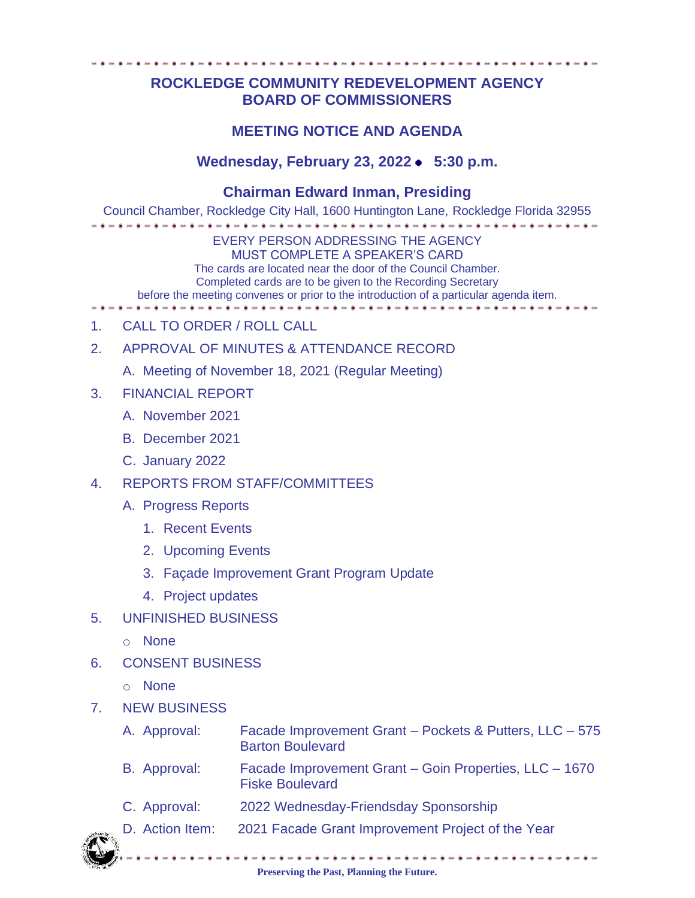# ROCKLEDGE COMMUNITY REDEVELOPMENT AGENCY
# BOARD OF COMMISSIONERS

## MEETING NOTICE AND AGENDA

### Wednesday, February 23, 2022 • 5:30 p.m.

### Chairman Edward Inman, Presiding

Council Chamber, Rockledge City Hall, 1600 Huntington Lane, Rockledge Florida 32955

EVERY PERSON ADDRESSING THE AGENCY
MUST COMPLETE A SPEAKER'S CARD
The cards are located near the door of the Council Chamber.
Completed cards are to be given to the Recording Secretary
before the meeting convenes or prior to the introduction of a particular agenda item.

1. CALL TO ORDER / ROLL CALL
2. APPROVAL OF MINUTES & ATTENDANCE RECORD
   A. Meeting of November 18, 2021 (Regular Meeting)
3. FINANCIAL REPORT
   A. November 2021
   B. December 2021
   C. January 2022
4. REPORTS FROM STAFF/COMMITTEES
   A. Progress Reports
      1. Recent Events
      2. Upcoming Events
      3. Façade Improvement Grant Program Update
      4. Project updates
5. UNFINISHED BUSINESS
   - None
6. CONSENT BUSINESS
   - None
7. NEW BUSINESS
   A. Approval: Facade Improvement Grant – Pockets & Putters, LLC – 575 Barton Boulevard
   B. Approval: Facade Improvement Grant – Goin Properties, LLC – 1670 Fiske Boulevard
   C. Approval: 2022 Wednesday-Friendsday Sponsorship
   D. Action Item: 2021 Facade Grant Improvement Project of the Year

**Preserving the Past, Planning the Future.**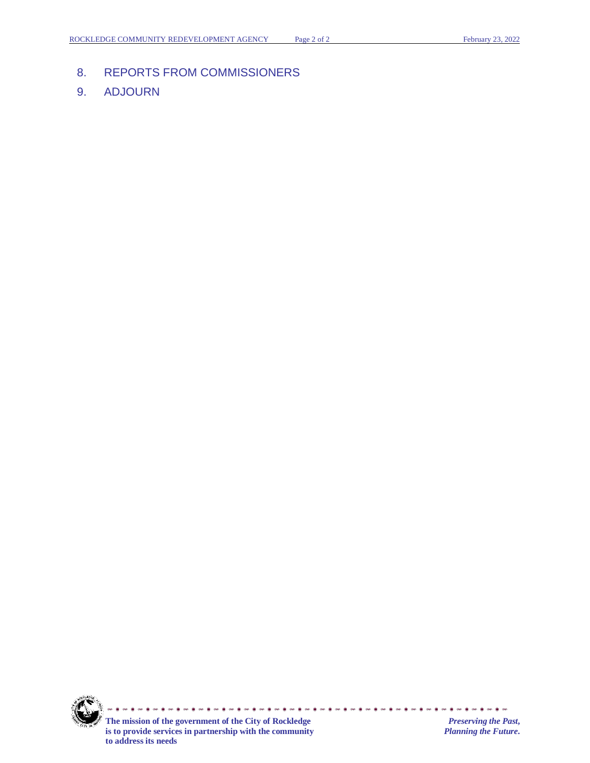8. REPORTS FROM COMMISSIONERS

9. ADJOURN

**The mission of the government of the City of Rockledge is to provide services in partnership with the community to address its needs**

***Preserving the Past, Planning the Future.***